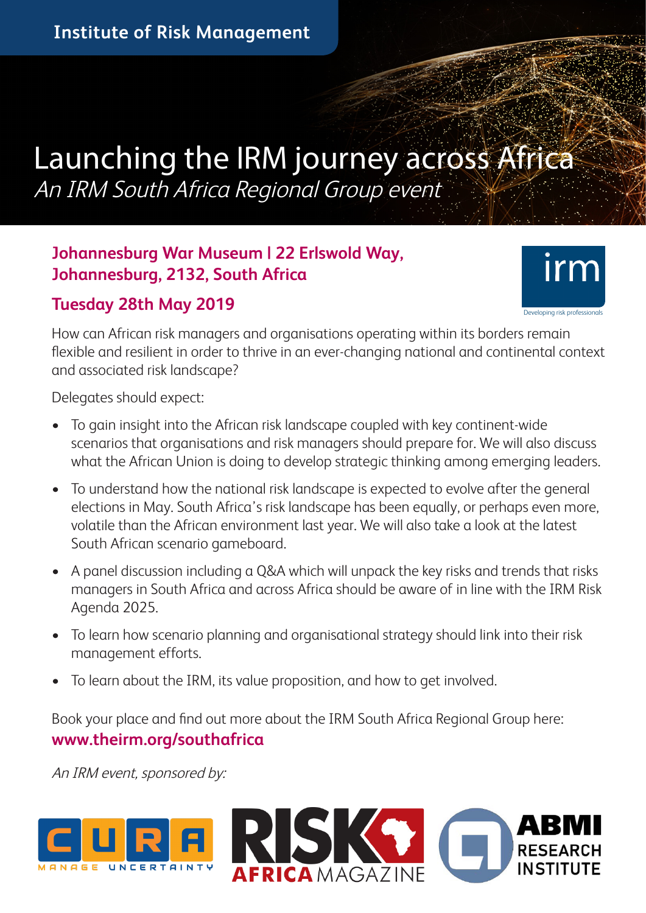Institute of Risk Management

# Launching the IRM journey across Africa

*An IRM South Africa Regional Group event*

**Johannesburg War Museum | 22 Erlswold Way, Johannesburg, 2132, South Africa**

**Tuesday 28th May 2019**

irm
Developing risk professionals

How can African risk managers and organisations operating within its borders remain flexible and resilient in order to thrive in an ever-changing national and continental context and associated risk landscape?

Delegates should expect:

- To gain insight into the African risk landscape coupled with key continent-wide scenarios that organisations and risk managers should prepare for. We will also discuss what the African Union is doing to develop strategic thinking among emerging leaders.
- To understand how the national risk landscape is expected to evolve after the general elections in May. South Africa's risk landscape has been equally, or perhaps even more, volatile than the African environment last year. We will also take a look at the latest South African scenario gameboard.
- A panel discussion including a Q&A which will unpack the key risks and trends that risks managers in South Africa and across Africa should be aware of in line with the IRM Risk Agenda 2025.
- To learn how scenario planning and organisational strategy should link into their risk management efforts.
- To learn about the IRM, its value proposition, and how to get involved.

Book your place and find out more about the IRM South Africa Regional Group here:
**www.theirm.org/southafrica**

*An IRM event, sponsored by:*

CURA MANAGE UNCERTAINTY | RISK AFRICA MAGAZINE | ABMI RESEARCH INSTITUTE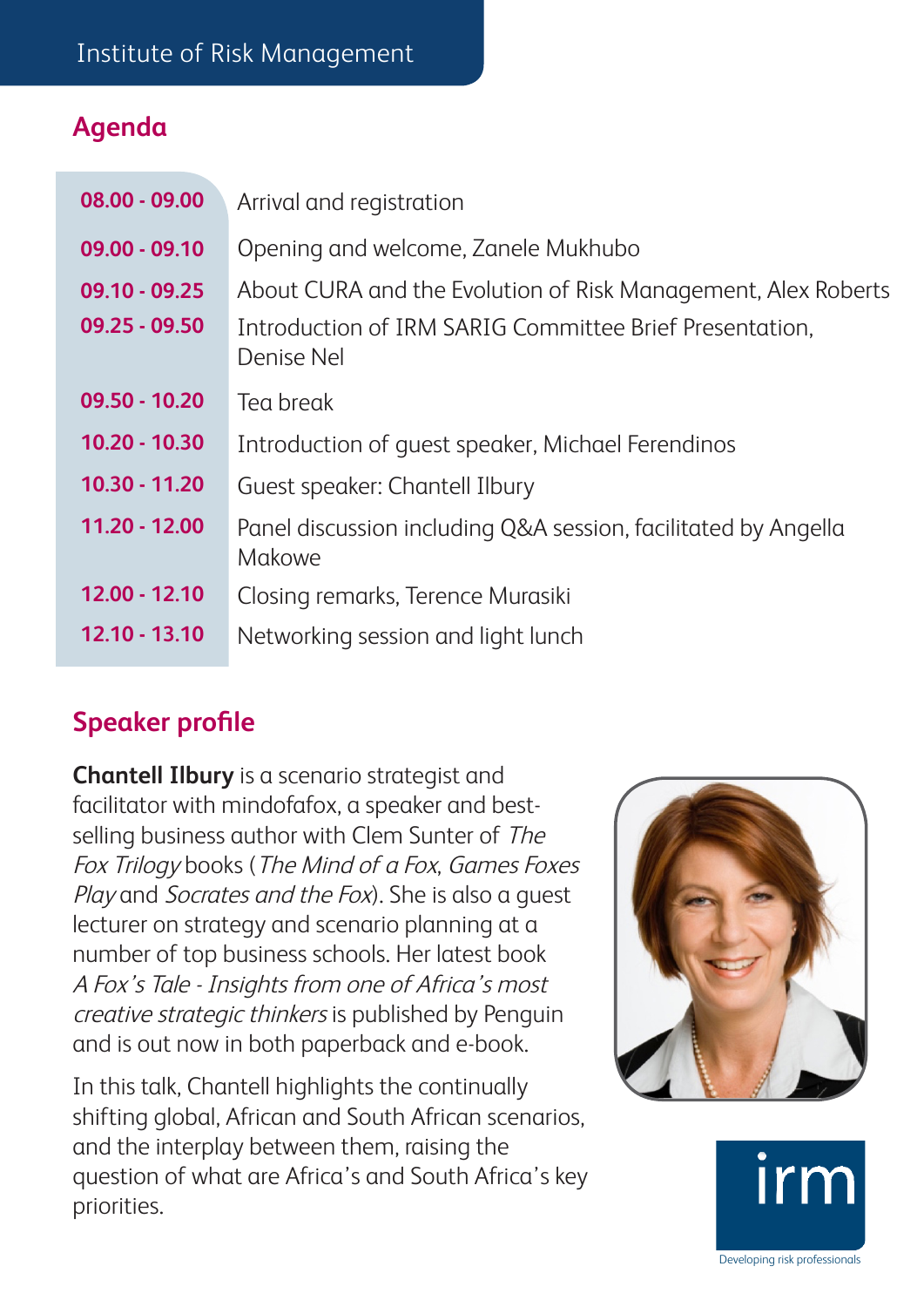Institute of Risk Management

## Agenda

| | |
|---|---|
| **08.00 - 09.00** | Arrival and registration |
| **09.00 - 09.10** | Opening and welcome, Zanele Mukhubo |
| **09.10 - 09.25** | About CURA and the Evolution of Risk Management, Alex Roberts |
| **09.25 - 09.50** | Introduction of IRM SARIG Committee Brief Presentation, Denise Nel |
| **09.50 - 10.20** | Tea break |
| **10.20 - 10.30** | Introduction of guest speaker, Michael Ferendinos |
| **10.30 - 11.20** | Guest speaker: Chantell Ilbury |
| **11.20 - 12.00** | Panel discussion including Q&A session, facilitated by Angella Makowe |
| **12.00 - 12.10** | Closing remarks, Terence Murasiki |
| **12.10 - 13.10** | Networking session and light lunch |

## Speaker profile

**Chantell Ilbury** is a scenario strategist and facilitator with mindofafox, a speaker and best-selling business author with Clem Sunter of *The Fox Trilogy* books (*The Mind of a Fox*, *Games Foxes Play* and *Socrates and the Fox*). She is also a guest lecturer on strategy and scenario planning at a number of top business schools. Her latest book *A Fox's Tale - Insights from one of Africa's most creative strategic thinkers* is published by Penguin and is out now in both paperback and e-book.

In this talk, Chantell highlights the continually shifting global, African and South African scenarios, and the interplay between them, raising the question of what are Africa's and South Africa's key priorities.

irm

Developing risk professionals